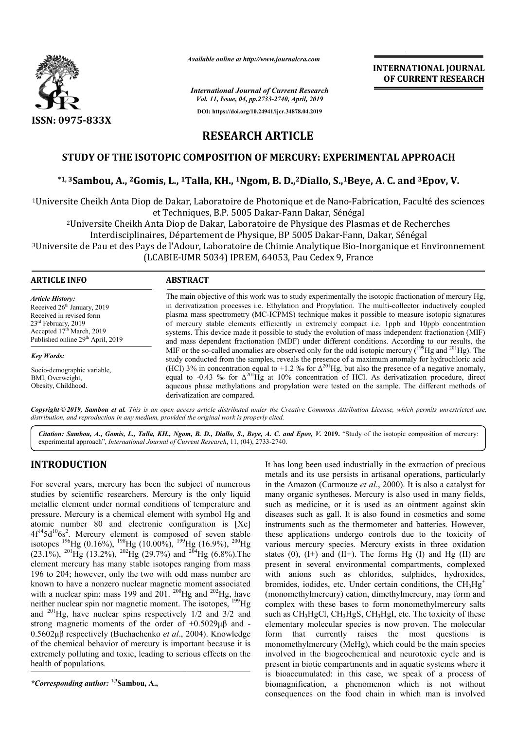*Available online at http://www.journalcra.com*

**INTERNATIONAL JOURNAL OF CURRENT RESEARCH**

*International Journal of Current Research*
*Vol. 11, Issue, 04, pp.2733-2740, April, 2019*

**DOI: https://doi.org/10.24941/ijcr.34878.04.2019**

ISSN: 0975-833X

# RESEARCH ARTICLE

## STUDY OF THE ISOTOPIC COMPOSITION OF MERCURY: EXPERIMENTAL APPROACH

**\*[1,3]Sambou, A., [2]Gomis, L., [1]Talla, KH., [1]Ngom, B. D.,[2]Diallo, S.,[1]Beye, A. C. and [3]Epov, V.**

[1]Universite Cheikh Anta Diop de Dakar, Laboratoire de Photonique et de Nano-Fabrication, Faculté des sciences et Techniques, B.P. 5005 Dakar-Fann Dakar, Sénégal

[2]Universite Cheikh Anta Diop de Dakar, Laboratoire de Physique des Plasmas et de Recherches Interdisciplinaires, Département de Physique, BP 5005 Dakar-Fann, Dakar, Sénégal

[3]Universite de Pau et des Pays de l'Adour, Laboratoire de Chimie Analytique Bio-Inorganique et Environnement (LCABIE-UMR 5034) IPREM, 64053, Pau Cedex 9, France

**ARTICLE INFO**

*Article History:*
Received 26th January, 2019
Received in revised form
23rd February, 2019
Accepted 17th March, 2019
Published online 29th April, 2019

*Key Words:*
Socio-demographic variable, BMI, Overweight, Obesity, Childhood.

**ABSTRACT**

The main objective of this work was to study experimentally the isotopic fractionation of mercury Hg, in derivatization processes i.e. Ethylation and Propylation. The multi-collector inductively coupled plasma mass spectrometry (MC-ICPMS) technique makes it possible to measure isotopic signatures of mercury stable elements efficiently in extremely compact i.e. 1ppb and 10ppb concentration systems. This device made it possible to study the evolution of mass independent fractionation (MIF) and mass dependent fractionation (MDF) under different conditions. According to our results, the MIF or the so-called anomalies are observed only for the odd isotopic mercury ($^{199}$Hg and $^{201}$Hg). The study conducted from the samples, reveals the presence of a maximum anomaly for hydrochloric acid (HCl) 3% in concentration equal to +1.2 ‰ for $\Delta^{201}$Hg, but also the presence of a negative anomaly, equal to -0.43 ‰ for $\Delta^{201}$Hg at 10% concentration of HCl. As derivatization procedure, direct aqueous phase methylations and propylation were tested on the sample. The different methods of derivatization are compared.

*Copyright © 2019, Sambou et al. This is an open access article distributed under the Creative Commons Attribution License, which permits unrestricted use, distribution, and reproduction in any medium, provided the original work is properly cited.*

*Citation: Sambou, A., Gomis, L., Talla, KH., Ngom, B. D., Diallo, S., Beye, A. C. and Epov, V.* **2019.** "Study of the isotopic composition of mercury: experimental approach", *International Journal of Current Research*, 11, (04), 2733-2740.

## INTRODUCTION

For several years, mercury has been the subject of numerous studies by scientific researchers. Mercury is the only liquid metallic element under normal conditions of temperature and pressure. Mercury is a chemical element with symbol Hg and atomic number 80 and electronic configuration is [Xe] $4f^{14}5d^{10}6s^2$. Mercury element is composed of seven stable isotopes $^{196}$Hg (0.16%), $^{198}$Hg (10.00%), $^{199}$Hg (16.9%), $^{200}$Hg (23.1%), $^{201}$Hg (13.2%), $^{202}$Hg (29.7%) and $^{204}$Hg (6.8%).The element mercury has many stable isotopes ranging from mass 196 to 204; however, only the two with odd mass number are known to have a nonzero nuclear magnetic moment associated with a nuclear spin: mass 199 and 201. $^{200}$Hg and $^{202}$Hg, have neither nuclear spin nor magnetic moment. The isotopes, $^{199}$Hg and $^{201}$Hg, have nuclear spins respectively 1/2 and 3/2 and strong magnetic moments of the order of +0.5029μβ and -0.5602μβ respectively (Buchachenko *et al*., 2004). Knowledge of the chemical behavior of mercury is important because it is extremely polluting and toxic, leading to serious effects on the health of populations.

It has long been used industrially in the extraction of precious metals and its use persists in artisanal operations, particularly in the Amazon (Carmouze *et al*., 2000). It is also a catalyst for many organic syntheses. Mercury is also used in many fields, such as medicine, or it is used as an ointment against skin diseases such as gall. It is also found in cosmetics and some instruments such as the thermometer and batteries. However, these applications undergo controls due to the toxicity of various mercury species. Mercury exists in three oxidation states (0), (I+) and (II+). The forms Hg (I) and Hg (II) are present in several environmental compartments, complexed with anions such as chlorides, sulphides, hydroxides, bromides, iodides, etc. Under certain conditions, the $CH_3Hg^+$ (monomethylmercury) cation, dimethylmercury, may form and complex with these bases to form monomethylmercury salts such as $CH_3HgCl$, $CH_3HgS$, $CH_3HgI$, etc. The toxicity of these elementary molecular species is now proven. The molecular form that currently raises the most questions is monomethylmercury (MeHg), which could be the main species involved in the biogeochemical and neurotoxic cycle and is present in biotic compartments and in aquatic systems where it is bioaccumulated: in this case, we speak of a process of biomagnification, a phenomenon which is not without consequences on the food chain in which man is involved

*\*Corresponding author:* [1,3]**Sambou, A.,**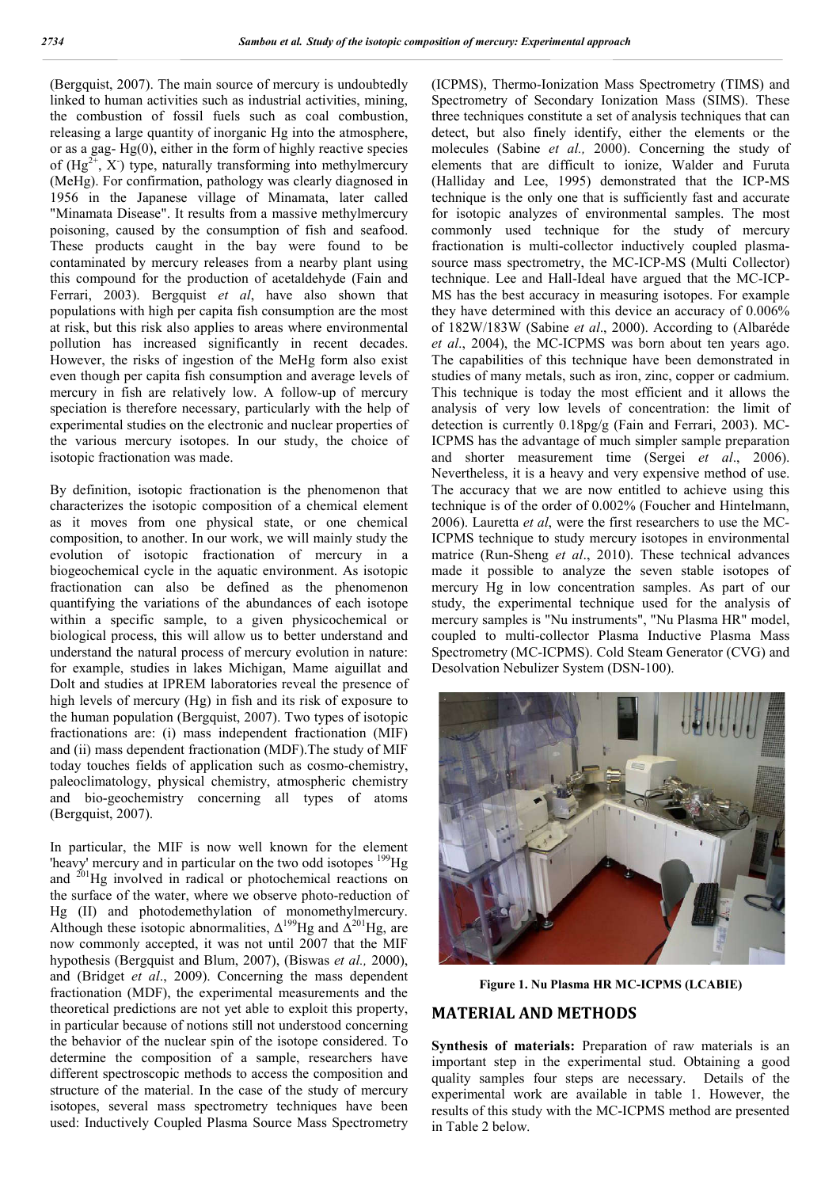(Bergquist, 2007). The main source of mercury is undoubtedly linked to human activities such as industrial activities, mining, the combustion of fossil fuels such as coal combustion, releasing a large quantity of inorganic Hg into the atmosphere, or as a gag- Hg(0), either in the form of highly reactive species of ($Hg^{2+}$, $X^-$) type, naturally transforming into methylmercury (MeHg). For confirmation, pathology was clearly diagnosed in 1956 in the Japanese village of Minamata, later called "Minamata Disease". It results from a massive methylmercury poisoning, caused by the consumption of fish and seafood. These products caught in the bay were found to be contaminated by mercury releases from a nearby plant using this compound for the production of acetaldehyde (Fain and Ferrari, 2003). Bergquist *et al*, have also shown that populations with high per capita fish consumption are the most at risk, but this risk also applies to areas where environmental pollution has increased significantly in recent decades. However, the risks of ingestion of the MeHg form also exist even though per capita fish consumption and average levels of mercury in fish are relatively low. A follow-up of mercury speciation is therefore necessary, particularly with the help of experimental studies on the electronic and nuclear properties of the various mercury isotopes. In our study, the choice of isotopic fractionation was made.

By definition, isotopic fractionation is the phenomenon that characterizes the isotopic composition of a chemical element as it moves from one physical state, or one chemical composition, to another. In our work, we will mainly study the evolution of isotopic fractionation of mercury in a biogeochemical cycle in the aquatic environment. As isotopic fractionation can also be defined as the phenomenon quantifying the variations of the abundances of each isotope within a specific sample, to a given physicochemical or biological process, this will allow us to better understand and understand the natural process of mercury evolution in nature: for example, studies in lakes Michigan, Mame aiguillat and Dolt and studies at IPREM laboratories reveal the presence of high levels of mercury (Hg) in fish and its risk of exposure to the human population (Bergquist, 2007). Two types of isotopic fractionations are: (i) mass independent fractionation (MIF) and (ii) mass dependent fractionation (MDF).The study of MIF today touches fields of application such as cosmo-chemistry, paleoclimatology, physical chemistry, atmospheric chemistry and bio-geochemistry concerning all types of atoms (Bergquist, 2007).

In particular, the MIF is now well known for the element 'heavy' mercury and in particular on the two odd isotopes $^{199}Hg$ and $^{201}Hg$ involved in radical or photochemical reactions on the surface of the water, where we observe photo-reduction of Hg (II) and photodemethylation of monomethylmercury. Although these isotopic abnormalities, $\Delta^{199}Hg$ and $\Delta^{201}Hg$, are now commonly accepted, it was not until 2007 that the MIF hypothesis (Bergquist and Blum, 2007), (Biswas *et al.,* 2000), and (Bridget *et al*., 2009). Concerning the mass dependent fractionation (MDF), the experimental measurements and the theoretical predictions are not yet able to exploit this property, in particular because of notions still not understood concerning the behavior of the nuclear spin of the isotope considered. To determine the composition of a sample, researchers have different spectroscopic methods to access the composition and structure of the material. In the case of the study of mercury isotopes, several mass spectrometry techniques have been used: Inductively Coupled Plasma Source Mass Spectrometry (ICPMS), Thermo-Ionization Mass Spectrometry (TIMS) and Spectrometry of Secondary Ionization Mass (SIMS). These three techniques constitute a set of analysis techniques that can detect, but also finely identify, either the elements or the molecules (Sabine *et al.,* 2000). Concerning the study of elements that are difficult to ionize, Walder and Furuta (Halliday and Lee, 1995) demonstrated that the ICP-MS technique is the only one that is sufficiently fast and accurate for isotopic analyzes of environmental samples. The most commonly used technique for the study of mercury fractionation is multi-collector inductively coupled plasma-source mass spectrometry, the MC-ICP-MS (Multi Collector) technique. Lee and Hall-Ideal have argued that the MC-ICP-MS has the best accuracy in measuring isotopes. For example they have determined with this device an accuracy of 0.006% of 182W/183W (Sabine *et al*., 2000). According to (Albaréde *et al*., 2004), the MC-ICPMS was born about ten years ago. The capabilities of this technique have been demonstrated in studies of many metals, such as iron, zinc, copper or cadmium. This technique is today the most efficient and it allows the analysis of very low levels of concentration: the limit of detection is currently 0.18pg/g (Fain and Ferrari, 2003). MC-ICPMS has the advantage of much simpler sample preparation and shorter measurement time (Sergei *et al*., 2006). Nevertheless, it is a heavy and very expensive method of use. The accuracy that we are now entitled to achieve using this technique is of the order of 0.002% (Foucher and Hintelmann, 2006). Lauretta *et al*, were the first researchers to use the MC-ICPMS technique to study mercury isotopes in environmental matrice (Run-Sheng *et al*., 2010). These technical advances made it possible to analyze the seven stable isotopes of mercury Hg in low concentration samples. As part of our study, the experimental technique used for the analysis of mercury samples is "Nu instruments", "Nu Plasma HR" model, coupled to multi-collector Plasma Inductive Plasma Mass Spectrometry (MC-ICPMS). Cold Steam Generator (CVG) and Desolvation Nebulizer System (DSN-100).

**Figure 1. Nu Plasma HR MC-ICPMS (LCABIE)**

## MATERIAL AND METHODS

**Synthesis of materials:** Preparation of raw materials is an important step in the experimental stud. Obtaining a good quality samples four steps are necessary. Details of the experimental work are available in table 1. However, the results of this study with the MC-ICPMS method are presented in Table 2 below.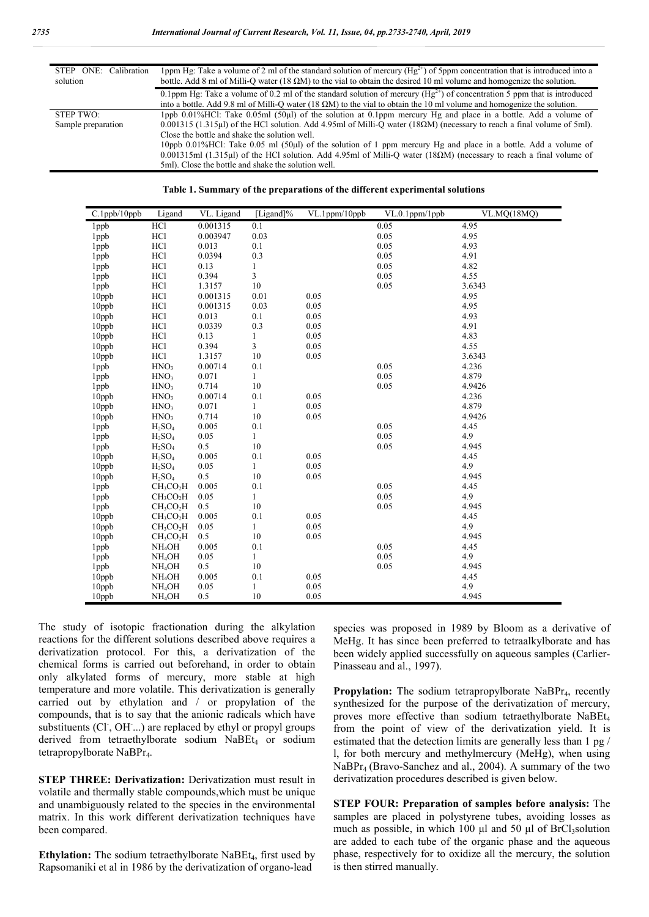| STEP ONE: Calibration solution | 1ppm Hg: Take a volume of 2 ml of the standard solution of mercury ($Hg^{2+}$) of 5ppm concentration that is introduced into a bottle. Add 8 ml of Milli-Q water (18 ΩM) to the vial to obtain the desired 10 ml volume and homogenize the solution. |
|---|---|
| | 0.1ppm Hg: Take a volume of 0.2 ml of the standard solution of mercury ($Hg^{2+}$) of concentration 5 ppm that is introduced into a bottle. Add 9.8 ml of Milli-Q water (18 ΩM) to the vial to obtain the 10 ml volume and homogenize the solution. |
| STEP TWO: Sample preparation | 1ppb 0.01%HCl: Take 0.05ml (50µl) of the solution at 0.1ppm mercury Hg and place in a bottle. Add a volume of 0.001315 (1.315µl) of the HCl solution. Add 4.95ml of Milli-Q water (18ΩM) (necessary to reach a final volume of 5ml). Close the bottle and shake the solution well. 10ppb 0.01%HCl: Take 0.05 ml (50µl) of the solution of 1 ppm mercury Hg and place in a bottle. Add a volume of 0.001315ml (1.315µl) of the HCl solution. Add 4.95ml of Milli-Q water (18ΩM) (necessary to reach a final volume of 5ml). Close the bottle and shake the solution well. |

**Table 1. Summary of the preparations of the different experimental solutions**

| C.1ppb/10ppb | Ligand | VL. Ligand | [Ligand]% | VL.1ppm/10ppb | VL.0.1ppm/1ppb | VL.MQ(18MQ) |
|---|---|---|---|---|---|---|
| 1ppb | HCl | 0.001315 | 0.1 | | 0.05 | 4.95 |
| 1ppb | HCl | 0.003947 | 0.03 | | 0.05 | 4.95 |
| 1ppb | HCl | 0.013 | 0.1 | | 0.05 | 4.93 |
| 1ppb | HCl | 0.0394 | 0.3 | | 0.05 | 4.91 |
| 1ppb | HCl | 0.13 | 1 | | 0.05 | 4.82 |
| 1ppb | HCl | 0.394 | 3 | | 0.05 | 4.55 |
| 1ppb | HCl | 1.3157 | 10 | | 0.05 | 3.6343 |
| 10ppb | HCl | 0.001315 | 0.01 | 0.05 | | 4.95 |
| 10ppb | HCl | 0.001315 | 0.03 | 0.05 | | 4.95 |
| 10ppb | HCl | 0.013 | 0.1 | 0.05 | | 4.93 |
| 10ppb | HCl | 0.0339 | 0.3 | 0.05 | | 4.91 |
| 10ppb | HCl | 0.13 | 1 | 0.05 | | 4.83 |
| 10ppb | HCl | 0.394 | 3 | 0.05 | | 4.55 |
| 10ppb | HCl | 1.3157 | 10 | 0.05 | | 3.6343 |
| 1ppb | $HNO_3$ | 0.00714 | 0.1 | | 0.05 | 4.236 |
| 1ppb | $HNO_3$ | 0.071 | 1 | | 0.05 | 4.879 |
| 1ppb | $HNO_3$ | 0.714 | 10 | | 0.05 | 4.9426 |
| 10ppb | $HNO_3$ | 0.00714 | 0.1 | 0.05 | | 4.236 |
| 10ppb | $HNO_3$ | 0.071 | 1 | 0.05 | | 4.879 |
| 10ppb | $HNO_3$ | 0.714 | 10 | 0.05 | | 4.9426 |
| 1ppb | $H_2SO_4$ | 0.005 | 0.1 | | 0.05 | 4.45 |
| 1ppb | $H_2SO_4$ | 0.05 | 1 | | 0.05 | 4.9 |
| 1ppb | $H_2SO_4$ | 0.5 | 10 | | 0.05 | 4.945 |
| 10ppb | $H_2SO_4$ | 0.005 | 0.1 | 0.05 | | 4.45 |
| 10ppb | $H_2SO_4$ | 0.05 | 1 | 0.05 | | 4.9 |
| 10ppb | $H_2SO_4$ | 0.5 | 10 | 0.05 | | 4.945 |
| 1ppb | $CH_3CO_2H$ | 0.005 | 0.1 | | 0.05 | 4.45 |
| 1ppb | $CH_3CO_2H$ | 0.05 | 1 | | 0.05 | 4.9 |
| 1ppb | $CH_3CO_2H$ | 0.5 | 10 | | 0.05 | 4.945 |
| 10ppb | $CH_3CO_2H$ | 0.005 | 0.1 | 0.05 | | 4.45 |
| 10ppb | $CH_3CO_2H$ | 0.05 | 1 | 0.05 | | 4.9 |
| 10ppb | $CH_3CO_2H$ | 0.5 | 10 | 0.05 | | 4.945 |
| 1ppb | $NH_4OH$ | 0.005 | 0.1 | | 0.05 | 4.45 |
| 1ppb | $NH_4OH$ | 0.05 | 1 | | 0.05 | 4.9 |
| 1ppb | $NH_4OH$ | 0.5 | 10 | | 0.05 | 4.945 |
| 10ppb | $NH_4OH$ | 0.005 | 0.1 | 0.05 | | 4.45 |
| 10ppb | $NH_4OH$ | 0.05 | 1 | 0.05 | | 4.9 |
| 10ppb | $NH_4OH$ | 0.5 | 10 | 0.05 | | 4.945 |

The study of isotopic fractionation during the alkylation reactions for the different solutions described above requires a derivatization protocol. For this, a derivatization of the chemical forms is carried out beforehand, in order to obtain only alkylated forms of mercury, more stable at high temperature and more volatile. This derivatization is generally carried out by ethylation and / or propylation of the compounds, that is to say that the anionic radicals which have substituents ($Cl^-$, $OH^-$...) are replaced by ethyl or propyl groups derived from tetraethylborate sodium $NaBEt_4$ or sodium tetrapropylborate $NaBPr_4$.

**STEP THREE: Derivatization:** Derivatization must result in volatile and thermally stable compounds,which must be unique and unambiguously related to the species in the environmental matrix. In this work different derivatization techniques have been compared.

**Ethylation:** The sodium tetraethylborate $NaBEt_4$, first used by Rapsomaniki et al in 1986 by the derivatization of organo-lead species was proposed in 1989 by Bloom as a derivative of MeHg. It has since been preferred to tetraalkylborate and has been widely applied successfully on aqueous samples (Carlier-Pinasseau and al., 1997).

**Propylation:** The sodium tetrapropylborate $NaBPr_4$, recently synthesized for the purpose of the derivatization of mercury, proves more effective than sodium tetraethylborate $NaBEt_4$ from the point of view of the derivatization yield. It is estimated that the detection limits are generally less than 1 pg / l, for both mercury and methylmercury (MeHg), when using $NaBPr_4$ (Bravo-Sanchez and al., 2004). A summary of the two derivatization procedures described is given below.

**STEP FOUR: Preparation of samples before analysis:** The samples are placed in polystyrene tubes, avoiding losses as much as possible, in which 100 µl and 50 µl of $BrCl_3$solution are added to each tube of the organic phase and the aqueous phase, respectively for to oxidize all the mercury, the solution is then stirred manually.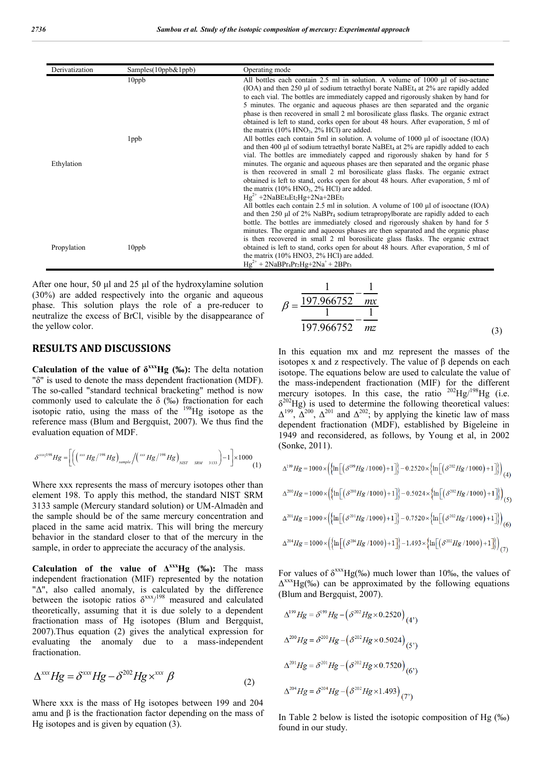| Derivatization | Samples(10ppb&1ppb) | Operating mode |
|---|---|---|
| Ethylation | 10ppb | All bottles each contain 2.5 ml in solution. A volume of 1000 µl of iso-actane (IOA) and then 250 µl of sodium tetraethyl borate $NaBEt_4$ at 2% are rapidly added to each vial. The bottles are immediately capped and rigorously shaken by hand for 5 minutes. The organic and aqueous phases are then separated and the organic phase is then recovered in small 2 ml borosilicate glass flasks. The organic extract obtained is left to stand, corks open for about 48 hours. After evaporation, 5 ml of the matrix (10% $HNO_3$, 2% HCl) are added. |
| | 1ppb | All bottles each contain 5ml in solution. A volume of 1000 µl of isooctane (IOA) and then 400 µl of sodium tetraethyl borate $NaBEt_4$ at 2% are rapidly added to each vial. The bottles are immediately capped and rigorously shaken by hand for 5 minutes. The organic and aqueous phases are then separated and the organic phase is then recovered in small 2 ml borosilicate glass flasks. The organic extract obtained is left to stand, corks open for about 48 hours. After evaporation, 5 ml of the matrix (10% $HNO_3$, 2% HCl) are added. $Hg^{2+}$ +2NaBEt₄Et₂Hg+2Na+2BEt₃ |
| Propylation | 10ppb | All bottles each contain 2.5 ml in solution. A volume of 100 µl of isooctane (IOA) and then 250 µl of 2% $NaBPr_4$ sodium tetrapropylborate are rapidly added to each bottle. The bottles are immediately closed and rigorously shaken by hand for 5 minutes. The organic and aqueous phases are then separated and the organic phase is then recovered in small 2 ml borosilicate glass flasks. The organic extract obtained is left to stand, corks open for about 48 hours. After evaporation, 5 ml of the matrix (10% HNO3, 2% HCl) are added. $Hg^{2+}$ + 2NaBPr₄Pr₂Hg+2Na⁺ + 2BPr₃ |

After one hour, 50 µl and 25 µl of the hydroxylamine solution (30%) are added respectively into the organic and aqueous phase. This solution plays the role of a pre-reducer to neutralize the excess of BrCl, visible by the disappearance of the yellow color.

## RESULTS AND DISCUSSIONS

**Calculation of the value of $\delta^{xxx}$Hg (‰):** The delta notation "δ" is used to denote the mass dependent fractionation (MDF). The so-called "standard technical bracketing" method is now commonly used to calculate the δ (‰) fractionation for each isotopic ratio, using the mass of the $^{198}$Hg isotope as the reference mass (Blum and Bergquist, 2007). We thus find the evaluation equation of MDF.

$$\delta^{xxx/198}Hg = \left[\left(\left({}^{xxx}Hg/{}^{198}Hg\right)_{sample} \Big/ \left({}^{xxx}Hg/{}^{198}Hg\right)_{NIST\ \ SRM\ \ 3133}\right) - 1\right] \times 1000 \quad (1)$$

Where xxx represents the mass of mercury isotopes other than element 198. To apply this method, the standard NIST SRM 3133 sample (Mercury standard solution) or UM-Almadèn and the sample should be of the same mercury concentration and placed in the same acid matrix. This will bring the mercury behavior in the standard closer to that of the mercury in the sample, in order to appreciate the accuracy of the analysis.

**Calculation of the value of $\Delta^{xxx}$Hg (‰):** The mass independent fractionation (MIF) represented by the notation "Δ", also called anomaly, is calculated by the difference between the isotopic ratios $\delta^{xxx/198}$ measured and calculated theoretically, assuming that it is due solely to a dependent fractionation mass of Hg isotopes (Blum and Bergquist, 2007).Thus equation (2) gives the analytical expression for evaluating the anomaly due to a mass-independent fractionation.

$$\Delta^{xxx}Hg = \delta^{xxx}Hg - \delta^{202}Hg \times {}^{xxx}\beta \quad (2)$$

Where xxx is the mass of Hg isotopes between 199 and 204 amu and β is the fractionation factor depending on the mass of Hg isotopes and is given by equation (3).

$$\beta = \frac{\dfrac{1}{197.966752} - \dfrac{1}{mx}}{\dfrac{1}{197.966752} - \dfrac{1}{mz}} \quad (3)$$

In this equation mx and mz represent the masses of the isotopes x and z respectively. The value of β depends on each isotope. The equations below are used to calculate the value of the mass-independent fractionation (MIF) for the different mercury isotopes. In this case, the ratio $^{202}$Hg/$^{198}$Hg (i.e. $\delta^{202}$Hg) is used to determine the following theoretical values: $\Delta^{199}$, $\Delta^{200}$, $\Delta^{201}$ and $\Delta^{202}$; by applying the kinetic law of mass dependent fractionation (MDF), established by Bigeleine in 1949 and reconsidered, as follows, by Young et al, in 2002 (Sonke, 2011).

$$\Delta^{199}Hg = 1000 \times \left(\left\{\ln\left[\left(\delta^{199}Hg/1000\right)+1\right]\right\} - 0.2520 \times \left\{\ln\left[\left(\delta^{202}Hg/1000\right)+1\right]\right\}\right) \quad (4)$$

$$\Delta^{200}Hg = 1000 \times \left(\left\{\ln\left[\left(\delta^{200}Hg/1000\right)+1\right]\right\} - 0.5024 \times \left\{\ln\left[\left(\delta^{202}Hg/1000\right)+1\right]\right\}\right) \quad (5)$$

$$\Delta^{201}Hg = 1000 \times \left(\left\{\ln\left[\left(\delta^{201}Hg/1000\right)+1\right]\right\} - 0.7520 \times \left\{\ln\left[\left(\delta^{202}Hg/1000\right)+1\right]\right\}\right) \quad (6)$$

$$\Delta^{204}Hg = 1000 \times \left(\left\{\ln\left[\left(\delta^{204}Hg/1000\right)+1\right]\right\} - 1.493 \times \left\{\ln\left[\left(\delta^{202}Hg/1000\right)+1\right]\right\}\right) \quad (7)$$

For values of $\delta^{xxx}$Hg(‰) much lower than 10‰, the values of $\Delta^{xxx}$Hg(‰) can be approximated by the following equations (Blum and Bergquist, 2007).

$$\Delta^{199}Hg = \delta^{199}Hg - \left(\delta^{202}Hg \times 0.2520\right) \quad (4')$$

$$\Delta^{200}Hg = \delta^{200}Hg - \left(\delta^{202}Hg \times 0.5024\right) \quad (5')$$

$$\Delta^{201}Hg = \delta^{201}Hg - \left(\delta^{202}Hg \times 0.7520\right) \quad (6')$$

$$\Delta^{204}Hg = \delta^{204}Hg - \left(\delta^{202}Hg \times 1.493\right) \quad (7')$$

In Table 2 below is listed the isotopic composition of Hg (‰) found in our study.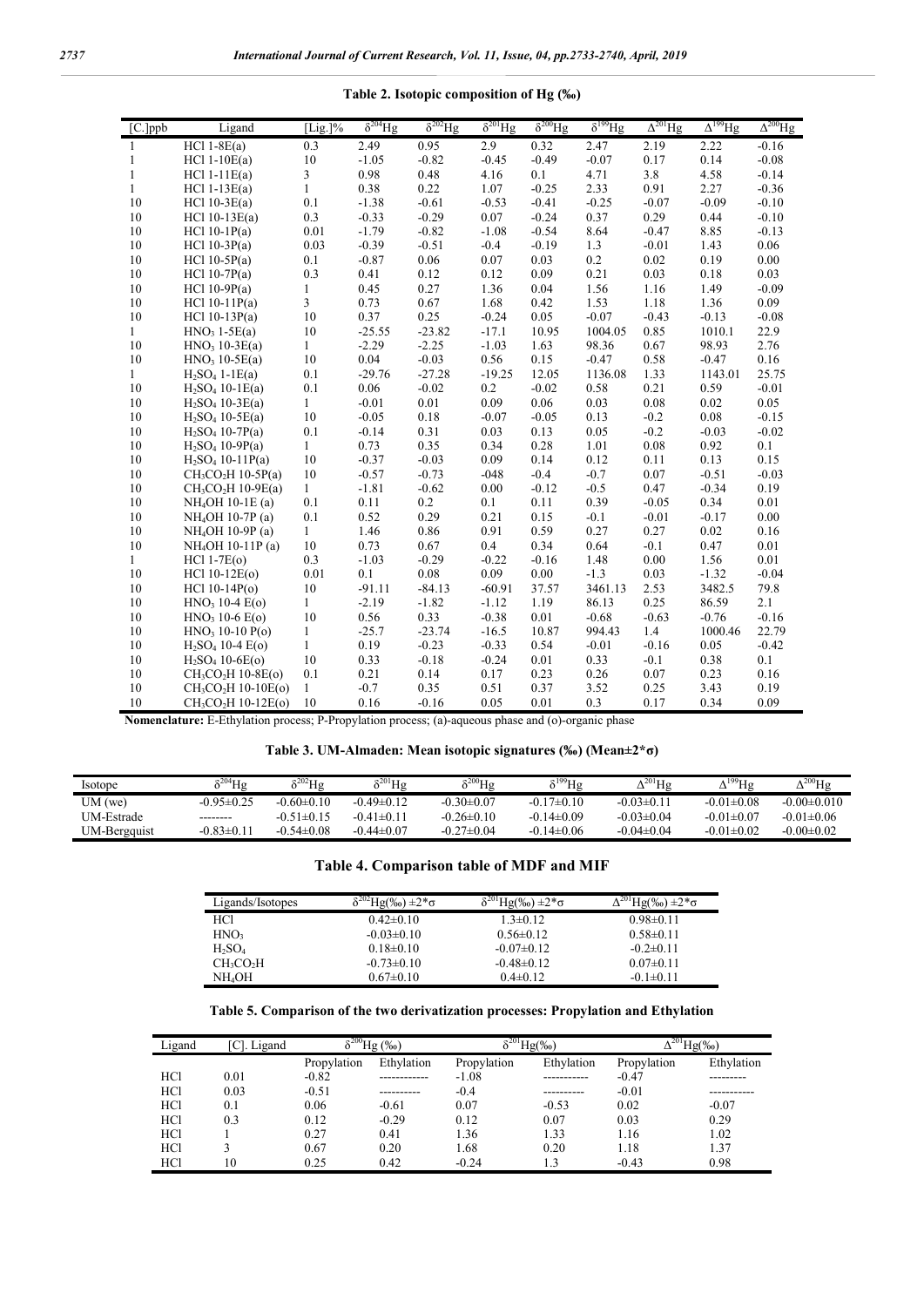**Table 2. Isotopic composition of Hg (‰)**

| [C.]ppb | Ligand | [Lig.]% | $\delta^{204}$Hg | $\delta^{202}$Hg | $\delta^{201}$Hg | $\delta^{200}$Hg | $\delta^{199}$Hg | $\Delta^{201}$Hg | $\Delta^{199}$Hg | $\Delta^{200}$Hg |
|---|---|---|---|---|---|---|---|---|---|---|
| 1 | HCl 1-8E(a) | 0.3 | 2.49 | 0.95 | 2.9 | 0.32 | 2.47 | 2.19 | 2.22 | -0.16 |
| 1 | HCl 1-10E(a) | 10 | -1.05 | -0.82 | -0.45 | -0.49 | -0.07 | 0.17 | 0.14 | -0.08 |
| 1 | HCl 1-11E(a) | 3 | 0.98 | 0.48 | 4.16 | 0.1 | 4.71 | 3.8 | 4.58 | -0.14 |
| 1 | HCl 1-13E(a) | 1 | 0.38 | 0.22 | 1.07 | -0.25 | 2.33 | 0.91 | 2.27 | -0.36 |
| 10 | HCl 10-3E(a) | 0.1 | -1.38 | -0.61 | -0.53 | -0.41 | -0.25 | -0.07 | -0.09 | -0.10 |
| 10 | HCl 10-13E(a) | 0.3 | -0.33 | -0.29 | 0.07 | -0.24 | 0.37 | 0.29 | 0.44 | -0.10 |
| 10 | HCl 10-1P(a) | 0.01 | -1.79 | -0.82 | -1.08 | -0.54 | 8.64 | -0.47 | 8.85 | -0.13 |
| 10 | HCl 10-3P(a) | 0.03 | -0.39 | -0.51 | -0.4 | -0.19 | 1.3 | -0.01 | 1.43 | 0.06 |
| 10 | HCl 10-5P(a) | 0.1 | -0.87 | 0.06 | 0.07 | 0.03 | 0.2 | 0.02 | 0.19 | 0.00 |
| 10 | HCl 10-7P(a) | 0.3 | 0.41 | 0.12 | 0.12 | 0.09 | 0.21 | 0.03 | 0.18 | 0.03 |
| 10 | HCl 10-9P(a) | 1 | 0.45 | 0.27 | 1.36 | 0.04 | 1.56 | 1.16 | 1.49 | -0.09 |
| 10 | HCl 10-11P(a) | 3 | 0.73 | 0.67 | 1.68 | 0.42 | 1.53 | 1.18 | 1.36 | 0.09 |
| 10 | HCl 10-13P(a) | 10 | 0.37 | 0.25 | -0.24 | 0.05 | -0.07 | -0.43 | -0.13 | -0.08 |
| 1 | $HNO_3$ 1-5E(a) | 10 | -25.55 | -23.82 | -17.1 | 10.95 | 1004.05 | 0.85 | 1010.1 | 22.9 |
| 10 | $HNO_3$ 10-3E(a) | 1 | -2.29 | -2.25 | -1.03 | 1.63 | 98.36 | 0.67 | 98.93 | 2.76 |
| 10 | $HNO_3$ 10-5E(a) | 10 | 0.04 | -0.03 | 0.56 | 0.15 | -0.47 | 0.58 | -0.47 | 0.16 |
| 1 | $H_2SO_4$ 1-1E(a) | 0.1 | -29.76 | -27.28 | -19.25 | 12.05 | 1136.08 | 1.33 | 1143.01 | 25.75 |
| 10 | $H_2SO_4$ 10-1E(a) | 0.1 | 0.06 | -0.02 | 0.2 | -0.02 | 0.58 | 0.21 | 0.59 | -0.01 |
| 10 | $H_2SO_4$ 10-3E(a) | 1 | -0.01 | 0.01 | 0.09 | 0.06 | 0.03 | 0.08 | 0.02 | 0.05 |
| 10 | $H_2SO_4$ 10-5E(a) | 10 | -0.05 | 0.18 | -0.07 | -0.05 | 0.13 | -0.2 | 0.08 | -0.15 |
| 10 | $H_2SO_4$ 10-7P(a) | 0.1 | -0.14 | 0.31 | 0.03 | 0.13 | 0.05 | -0.2 | -0.03 | -0.02 |
| 10 | $H_2SO_4$ 10-9P(a) | 1 | 0.73 | 0.35 | 0.34 | 0.28 | 1.01 | 0.08 | 0.92 | 0.1 |
| 10 | $H_2SO_4$ 10-11P(a) | 10 | -0.37 | -0.03 | 0.09 | 0.14 | 0.12 | 0.11 | 0.13 | 0.15 |
| 10 | $CH_3CO_2H$ 10-5P(a) | 10 | -0.57 | -0.73 | -048 | -0.4 | -0.7 | 0.07 | -0.51 | -0.03 |
| 10 | $CH_3CO_2H$ 10-9E(a) | 1 | -1.81 | -0.62 | 0.00 | -0.12 | -0.5 | 0.47 | -0.34 | 0.19 |
| 10 | $NH_4OH$ 10-1E (a) | 0.1 | 0.11 | 0.2 | 0.1 | 0.11 | 0.39 | -0.05 | 0.34 | 0.01 |
| 10 | $NH_4OH$ 10-7P (a) | 0.1 | 0.52 | 0.29 | 0.21 | 0.15 | -0.1 | -0.01 | -0.17 | 0.00 |
| 10 | $NH_4OH$ 10-9P (a) | 1 | 1.46 | 0.86 | 0.91 | 0.59 | 0.27 | 0.27 | 0.02 | 0.16 |
| 10 | $NH_4OH$ 10-11P (a) | 10 | 0.73 | 0.67 | 0.4 | 0.34 | 0.64 | -0.1 | 0.47 | 0.01 |
| 1 | HCl 1-7E(o) | 0.3 | -1.03 | -0.29 | -0.22 | -0.16 | 1.48 | 0.00 | 1.56 | 0.01 |
| 10 | HCl 10-12E(o) | 0.01 | 0.1 | 0.08 | 0.09 | 0.00 | -1.3 | 0.03 | -1.32 | -0.04 |
| 10 | HCl 10-14P(o) | 10 | -91.11 | -84.13 | -60.91 | 37.57 | 3461.13 | 2.53 | 3482.5 | 79.8 |
| 10 | $HNO_3$ 10-4 E(o) | 1 | -2.19 | -1.82 | -1.12 | 1.19 | 86.13 | 0.25 | 86.59 | 2.1 |
| 10 | $HNO_3$ 10-6 E(o) | 10 | 0.56 | 0.33 | -0.38 | 0.01 | -0.68 | -0.63 | -0.76 | -0.16 |
| 10 | $HNO_3$ 10-10 P(o) | 1 | -25.7 | -23.74 | -16.5 | 10.87 | 994.43 | 1.4 | 1000.46 | 22.79 |
| 10 | $H_2SO_4$ 10-4 E(o) | 1 | 0.19 | -0.23 | -0.33 | 0.54 | -0.01 | -0.16 | 0.05 | -0.42 |
| 10 | $H_2SO_4$ 10-6E(o) | 10 | 0.33 | -0.18 | -0.24 | 0.01 | 0.33 | -0.1 | 0.38 | 0.1 |
| 10 | $CH_3CO_2H$ 10-8E(o) | 0.1 | 0.21 | 0.14 | 0.17 | 0.23 | 0.26 | 0.07 | 0.23 | 0.16 |
| 10 | $CH_3CO_2H$ 10-10E(o) | 1 | -0.7 | 0.35 | 0.51 | 0.37 | 3.52 | 0.25 | 3.43 | 0.19 |
| 10 | $CH_3CO_2H$ 10-12E(o) | 10 | 0.16 | -0.16 | 0.05 | 0.01 | 0.3 | 0.17 | 0.34 | 0.09 |

**Nomenclature:** E-Ethylation process; P-Propylation process; (a)-aqueous phase and (o)-organic phase

**Table 3. UM-Almaden: Mean isotopic signatures (‰) (Mean±2*σ)**

| Isotope | $\delta^{204}$Hg | $\delta^{202}$Hg | $\delta^{201}$Hg | $\delta^{200}$Hg | $\delta^{199}$Hg | $\Delta^{201}$Hg | $\Delta^{199}$Hg | $\Delta^{200}$Hg |
|---|---|---|---|---|---|---|---|---|
| UM (we) | -0.95±0.25 | -0.60±0.10 | -0.49±0.12 | -0.30±0.07 | -0.17±0.10 | -0.03±0.11 | -0.01±0.08 | -0.00±0.010 |
| UM-Estrade | -------- | -0.51±0.15 | -0.41±0.11 | -0.26±0.10 | -0.14±0.09 | -0.03±0.04 | -0.01±0.07 | -0.01±0.06 |
| UM-Bergquist | -0.83±0.11 | -0.54±0.08 | -0.44±0.07 | -0.27±0.04 | -0.14±0.06 | -0.04±0.04 | -0.01±0.02 | -0.00±0.02 |

**Table 4. Comparison table of MDF and MIF**

| Ligands/Isotopes | $\delta^{202}$Hg(‰) ±2*σ | $\delta^{201}$Hg(‰) ±2*σ | $\Delta^{201}$Hg(‰) ±2*σ |
|---|---|---|---|
| HCl | 0.42±0.10 | 1.3±0.12 | 0.98±0.11 |
| $HNO_3$ | -0.03±0.10 | 0.56±0.12 | 0.58±0.11 |
| $H_2SO_4$ | 0.18±0.10 | -0.07±0.12 | -0.2±0.11 |
| $CH_3CO_2H$ | -0.73±0.10 | -0.48±0.12 | 0.07±0.11 |
| $NH_4OH$ | 0.67±0.10 | 0.4±0.12 | -0.1±0.11 |

**Table 5. Comparison of the two derivatization processes: Propylation and Ethylation**

| Ligand | [C]. Ligand | $\delta^{200}$Hg (‰) | | $\delta^{201}$Hg(‰) | | $\Delta^{201}$Hg(‰) | |
|---|---|---|---|---|---|---|---|
| | | Propylation | Ethylation | Propylation | Ethylation | Propylation | Ethylation |
| HCl | 0.01 | -0.82 | ------------ | -1.08 | ----------- | -0.47 | --------- |
| HCl | 0.03 | -0.51 | ---------- | -0.4 | ---------- | -0.01 | ----------- |
| HCl | 0.1 | 0.06 | -0.61 | 0.07 | -0.53 | 0.02 | -0.07 |
| HCl | 0.3 | 0.12 | -0.29 | 0.12 | 0.07 | 0.03 | 0.29 |
| HCl | 1 | 0.27 | 0.41 | 1.36 | 1.33 | 1.16 | 1.02 |
| HCl | 3 | 0.67 | 0.20 | 1.68 | 0.20 | 1.18 | 1.37 |
| HCl | 10 | 0.25 | 0.42 | -0.24 | 1.3 | -0.43 | 0.98 |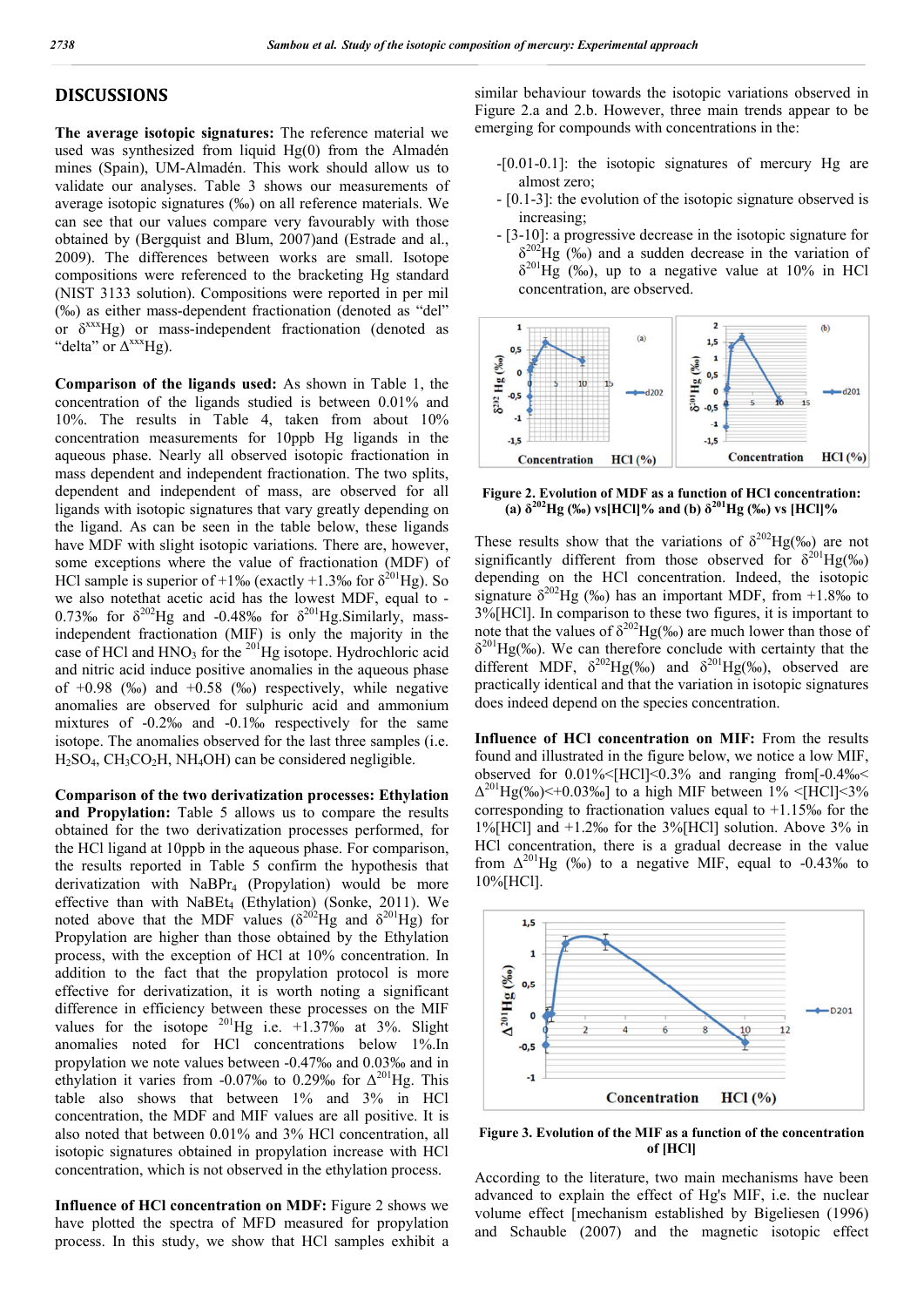## DISCUSSIONS

**The average isotopic signatures:** The reference material we used was synthesized from liquid Hg(0) from the Almadén mines (Spain), UM-Almadén. This work should allow us to validate our analyses. Table 3 shows our measurements of average isotopic signatures (‰) on all reference materials. We can see that our values compare very favourably with those obtained by (Bergquist and Blum, 2007)and (Estrade and al., 2009). The differences between works are small. Isotope compositions were referenced to the bracketing Hg standard (NIST 3133 solution). Compositions were reported in per mil (‰) as either mass-dependent fractionation (denoted as "del" or $\delta^{xxx}$Hg) or mass-independent fractionation (denoted as "delta" or $\Delta^{xxx}$Hg).

**Comparison of the ligands used:** As shown in Table 1, the concentration of the ligands studied is between 0.01% and 10%. The results in Table 4, taken from about 10% concentration measurements for 10ppb Hg ligands in the aqueous phase. Nearly all observed isotopic fractionation in mass dependent and independent fractionation. The two splits, dependent and independent of mass, are observed for all ligands with isotopic signatures that vary greatly depending on the ligand. As can be seen in the table below, these ligands have MDF with slight isotopic variations. There are, however, some exceptions where the value of fractionation (MDF) of HCl sample is superior of +1‰ (exactly +1.3‰ for $\delta^{201}$Hg). So we also notethat acetic acid has the lowest MDF, equal to -0.73‰ for $\delta^{202}$Hg and -0.48‰ for $\delta^{201}$Hg.Similarly, mass-independent fractionation (MIF) is only the majority in the case of HCl and $HNO_3$ for the $^{201}$Hg isotope. Hydrochloric acid and nitric acid induce positive anomalies in the aqueous phase of +0.98 (‰) and +0.58 (‰) respectively, while negative anomalies are observed for sulphuric acid and ammonium mixtures of -0.2‰ and -0.1‰ respectively for the same isotope. The anomalies observed for the last three samples (i.e. $H_2SO_4$, $CH_3CO_2H$, $NH_4OH$) can be considered negligible.

**Comparison of the two derivatization processes: Ethylation and Propylation:** Table 5 allows us to compare the results obtained for the two derivatization processes performed, for the HCl ligand at 10ppb in the aqueous phase. For comparison, the results reported in Table 5 confirm the hypothesis that derivatization with $NaBPr_4$ (Propylation) would be more effective than with $NaBEt_4$ (Ethylation) (Sonke, 2011). We noted above that the MDF values ($\delta^{202}$Hg and $\delta^{201}$Hg) for Propylation are higher than those obtained by the Ethylation process, with the exception of HCl at 10% concentration. In addition to the fact that the propylation protocol is more effective for derivatization, it is worth noting a significant difference in efficiency between these processes on the MIF values for the isotope $^{201}$Hg i.e. +1.37‰ at 3%. Slight anomalies noted for HCl concentrations below 1%.In propylation we note values between -0.47‰ and 0.03‰ and in ethylation it varies from -0.07‰ to 0.29‰ for $\Delta^{201}$Hg. This table also shows that between 1% and 3% in HCl concentration, the MDF and MIF values are all positive. It is also noted that between 0.01% and 3% HCl concentration, all isotopic signatures obtained in propylation increase with HCl concentration, which is not observed in the ethylation process.

**Influence of HCl concentration on MDF:** Figure 2 shows we have plotted the spectra of MFD measured for propylation process. In this study, we show that HCl samples exhibit a similar behaviour towards the isotopic variations observed in Figure 2.a and 2.b. However, three main trends appear to be emerging for compounds with concentrations in the:

- [0.01-0.1]: the isotopic signatures of mercury Hg are almost zero;
- [0.1-3]: the evolution of the isotopic signature observed is increasing;
- [3-10]: a progressive decrease in the isotopic signature for $\delta^{202}$Hg (‰) and a sudden decrease in the variation of $\delta^{201}$Hg (‰), up to a negative value at 10% in HCl concentration, are observed.

**Figure 2. Evolution of MDF as a function of HCl concentration: (a) $\delta^{202}$Hg (‰) vs[HCl]% and (b) $\delta^{201}$Hg (‰) vs [HCl]%**

These results show that the variations of $\delta^{202}$Hg(‰) are not significantly different from those observed for $\delta^{201}$Hg(‰) depending on the HCl concentration. Indeed, the isotopic signature $\delta^{202}$Hg (‰) has an important MDF, from +1.8‰ to 3%[HCl]. In comparison to these two figures, it is important to note that the values of $\delta^{202}$Hg(‰) are much lower than those of $\delta^{201}$Hg(‰). We can therefore conclude with certainty that the different MDF, $\delta^{202}$Hg(‰) and $\delta^{201}$Hg(‰), observed are practically identical and that the variation in isotopic signatures does indeed depend on the species concentration.

**Influence of HCl concentration on MIF:** From the results found and illustrated in the figure below, we notice a low MIF, observed for 0.01%<[HCl]<0.3% and ranging from[-0.4‰< $\Delta^{201}$Hg(‰)<+0.03‰] to a high MIF between 1% <[HCl]<3% corresponding to fractionation values equal to +1.15‰ for the 1%[HCl] and +1.2‰ for the 3%[HCl] solution. Above 3% in HCl concentration, there is a gradual decrease in the value from $\Delta^{201}$Hg (‰) to a negative MIF, equal to -0.43‰ to 10%[HCl].

**Figure 3. Evolution of the MIF as a function of the concentration of [HCl]**

According to the literature, two main mechanisms have been advanced to explain the effect of Hg's MIF, i.e. the nuclear volume effect [mechanism established by Bigeliesen (1996) and Schauble (2007) and the magnetic isotopic effect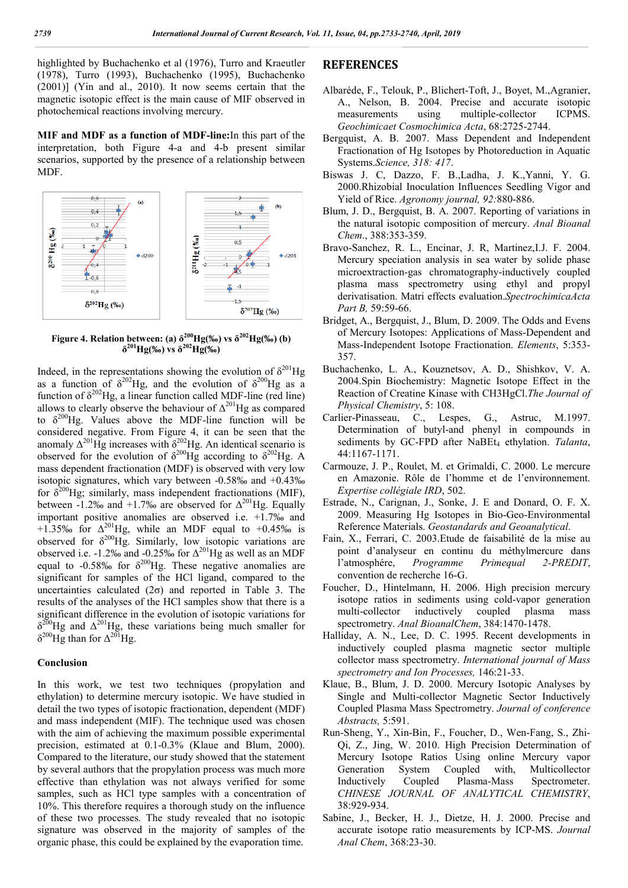highlighted by Buchachenko et al (1976), Turro and Kraeutler (1978), Turro (1993), Buchachenko (1995), Buchachenko (2001)] (Yin and al., 2010). It now seems certain that the magnetic isotopic effect is the main cause of MIF observed in photochemical reactions involving mercury.

**MIF and MDF as a function of MDF-line:** In this part of the interpretation, both Figure 4-a and 4-b present similar scenarios, supported by the presence of a relationship between MDF.

**Figure 4. Relation between: (a) $\delta^{200}$Hg(‰) vs $\delta^{202}$Hg(‰) (b) $\delta^{201}$Hg(‰) vs $\delta^{202}$Hg(‰)**

Indeed, in the representations showing the evolution of $\delta^{201}$Hg as a function of $\delta^{202}$Hg, and the evolution of $\delta^{200}$Hg as a function of $\delta^{202}$Hg, a linear function called MDF-line (red line) allows to clearly observe the behaviour of $\Delta^{201}$Hg as compared to $\delta^{200}$Hg. Values above the MDF-line function will be considered negative. From Figure 4, it can be seen that the anomaly $\Delta^{201}$Hg increases with $\delta^{202}$Hg. An identical scenario is observed for the evolution of $\delta^{200}$Hg according to $\delta^{202}$Hg. A mass dependent fractionation (MDF) is observed with very low isotopic signatures, which vary between -0.58‰ and +0.43‰ for $\delta^{200}$Hg; similarly, mass independent fractionations (MIF), between -1.2‰ and +1.7‰ are observed for $\Delta^{201}$Hg. Equally important positive anomalies are observed i.e. +1.7‰ and +1.35‰ for $\Delta^{201}$Hg, while an MDF equal to +0.45‰ is observed for $\delta^{200}$Hg. Similarly, low isotopic variations are observed i.e. -1.2‰ and -0.25‰ for $\Delta^{201}$Hg as well as an MDF equal to -0.58‰ for $\delta^{200}$Hg. These negative anomalies are significant for samples of the HCl ligand, compared to the uncertainties calculated (2σ) and reported in Table 3. The results of the analyses of the HCl samples show that there is a significant difference in the evolution of isotopic variations for $\delta^{200}$Hg and $\Delta^{201}$Hg, these variations being much smaller for $\delta^{200}$Hg than for $\Delta^{201}$Hg.

## Conclusion

In this work, we test two techniques (propylation and ethylation) to determine mercury isotopic. We have studied in detail the two types of isotopic fractionation, dependent (MDF) and mass independent (MIF). The technique used was chosen with the aim of achieving the maximum possible experimental precision, estimated at 0.1-0.3% (Klaue and Blum, 2000). Compared to the literature, our study showed that the statement by several authors that the propylation process was much more effective than ethylation was not always verified for some samples, such as HCl type samples with a concentration of 10%. This therefore requires a thorough study on the influence of these two processes. The study revealed that no isotopic signature was observed in the majority of samples of the organic phase, this could be explained by the evaporation time.

## REFERENCES

Albaréde, F., Telouk, P., Blichert-Toft, J., Boyet, M.,Agranier, A., Nelson, B. 2004. Precise and accurate isotopic measurements using multiple-collector ICPMS. *Geochimicaet Cosmochimica Acta*, 68:2725-2744.

Bergquist, A. B. 2007. Mass Dependent and Independent Fractionation of Hg Isotopes by Photoreduction in Aquatic Systems.*Science, 318: 417*.

Biswas J. C, Dazzo, F. B.,Ladha, J. K.,Yanni, Y. G. 2000.Rhizobial Inoculation Influences Seedling Vigor and Yield of Rice. *Agronomy journal, 92:*880-886.

Blum, J. D., Bergquist, B. A. 2007. Reporting of variations in the natural isotopic composition of mercury. *Anal Bioanal Chem*., 388:353-359.

Bravo-Sanchez, R. L., Encinar, J. R, Martinez,I.J. F. 2004. Mercury speciation analysis in sea water by solide phase microextraction-gas chromatography-inductively coupled plasma mass spectrometry using ethyl and propyl derivatisation. Matri effects evaluation.*SpectrochimicaActa Part B,* 59:59-66.

Bridget, A., Bergquist, J., Blum, D. 2009. The Odds and Evens of Mercury Isotopes: Applications of Mass-Dependent and Mass-Independent Isotope Fractionation. *Elements*, 5:353-357.

Buchachenko, L. A., Kouznetsov, A. D., Shishkov, V. A. 2004.Spin Biochemistry: Magnetic Isotope Effect in the Reaction of Creatine Kinase with CH3HgCl.*The Journal of Physical Chemistry*, 5: 108.

Carlier-Pinasseau, C., Lespes, G., Astruc, M.1997. Determination of butyl-and phenyl in compounds in sediments by GC-FPD after NaBEt$_4$ ethylation. *Talanta*, 44:1167-1171.

Carmouze, J. P., Roulet, M. et Grimaldi, C. 2000. Le mercure en Amazonie. Rôle de l'homme et de l'environnement. *Expertise collégiale IRD*, 502.

Estrade, N., Carignan, J., Sonke, J. E and Donard, O. F. X. 2009. Measuring Hg Isotopes in Bio-Geo-Environmental Reference Materials. *Geostandards and Geoanalytical*.

Fain, X., Ferrari, C. 2003.Etude de faisabilité de la mise au point d'analyseur en continu du méthylmercure dans l'atmosphére, *Programme Primequal 2-PREDIT*, convention de recherche 16-G.

Foucher, D., Hintelmann, H. 2006. High precision mercury isotope ratios in sediments using cold-vapor generation multi-collector inductively coupled plasma mass spectrometry. *Anal BioanalChem*, 384:1470-1478.

Halliday, A. N., Lee, D. C. 1995. Recent developments in inductively coupled plasma magnetic sector multiple collector mass spectrometry. *International journal of Mass spectrometry and Ion Processes,* 146:21-33.

Klaue, B., Blum, J. D. 2000. Mercury Isotopic Analyses by Single and Multi-collector Magnetic Sector Inductively Coupled Plasma Mass Spectrometry. *Journal of conference Abstracts,* 5:591.

Run-Sheng, Y., Xin-Bin, F., Foucher, D., Wen-Fang, S., Zhi-Qi, Z., Jing, W. 2010. High Precision Determination of Mercury Isotope Ratios Using online Mercury vapor Generation System Coupled with, Multicollector Inductively Coupled Plasma-Mass Spectrometer. *CHINESE JOURNAL OF ANALYTICAL CHEMISTRY*, 38:929-934.

Sabine, J., Becker, H. J., Dietze, H. J. 2000. Precise and accurate isotope ratio measurements by ICP-MS. *Journal Anal Chem*, 368:23-30.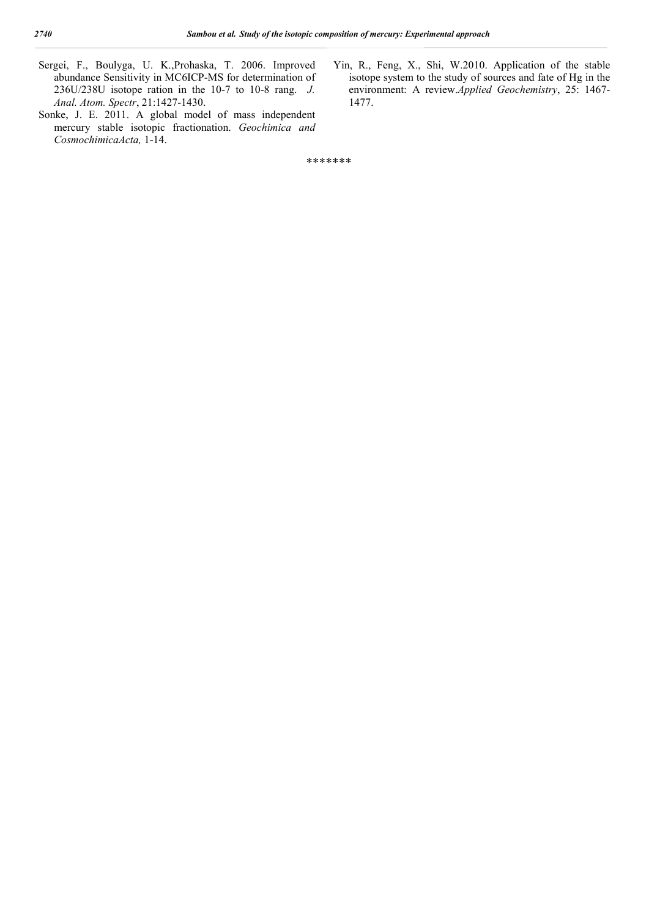Sergei, F., Boulyga, U. K.,Prohaska, T. 2006. Improved abundance Sensitivity in MC6ICP-MS for determination of 236U/238U isotope ration in the 10-7 to 10-8 rang. *J. Anal. Atom. Spectr*, 21:1427-1430.

Sonke, J. E. 2011. A global model of mass independent mercury stable isotopic fractionation. *Geochimica and CosmochimicaActa,* 1-14.

Yin, R., Feng, X., Shi, W.2010. Application of the stable isotope system to the study of sources and fate of Hg in the environment: A review.*Applied Geochemistry*, 25: 1467-1477.

*******